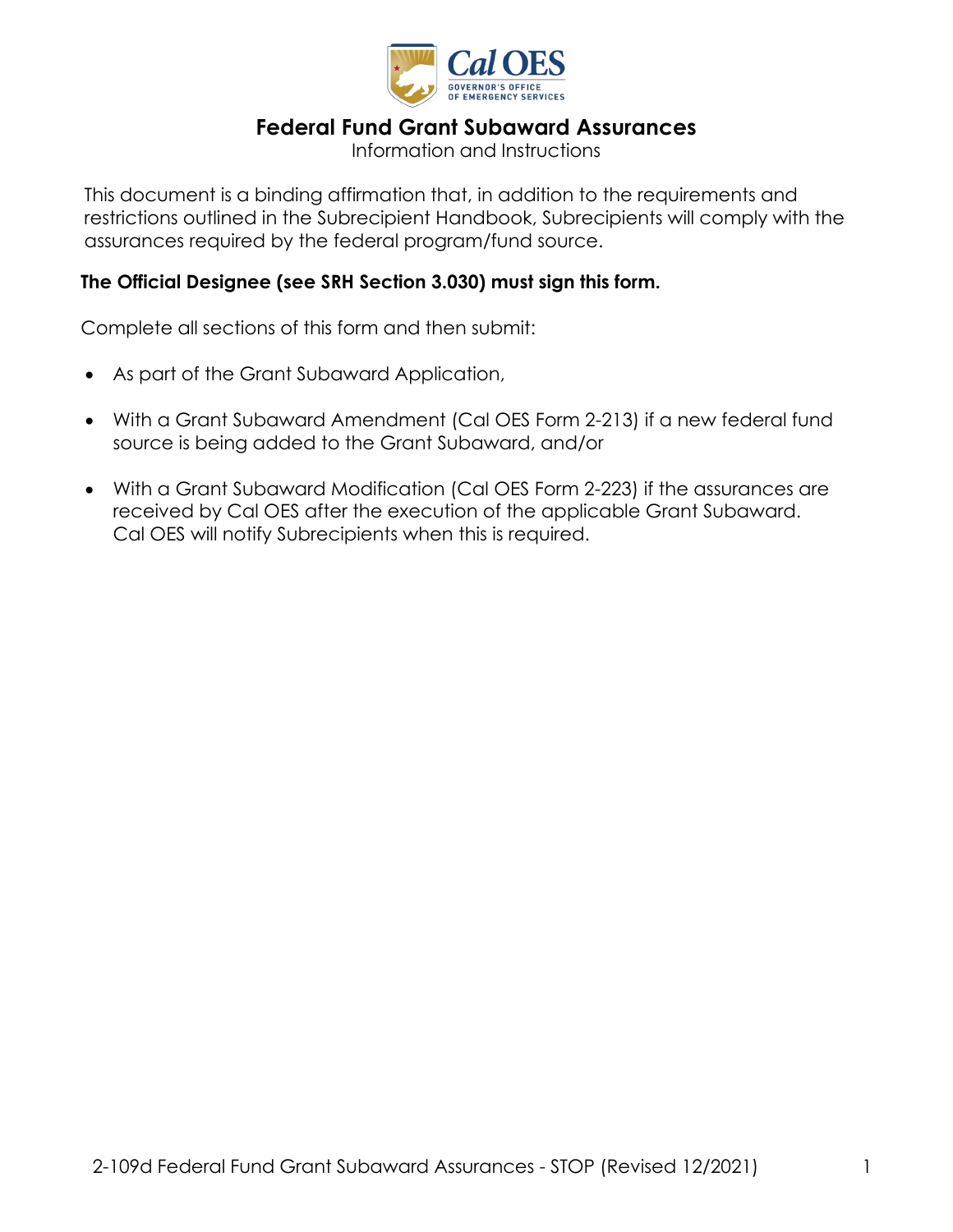# Federal Fund Grant Subaward Assurances

Information and Instructions

This document is a binding affirmation that, in addition to the requirements and restrictions outlined in the Subrecipient Handbook, Subrecipients will comply with the assurances required by the federal program/fund source.

**The Official Designee (see SRH Section 3.030) must sign this form.**

Complete all sections of this form and then submit:

- As part of the Grant Subaward Application,
- With a Grant Subaward Amendment (Cal OES Form 2-213) if a new federal fund source is being added to the Grant Subaward, and/or
- With a Grant Subaward Modification (Cal OES Form 2-223) if the assurances are received by Cal OES after the execution of the applicable Grant Subaward. Cal OES will notify Subrecipients when this is required.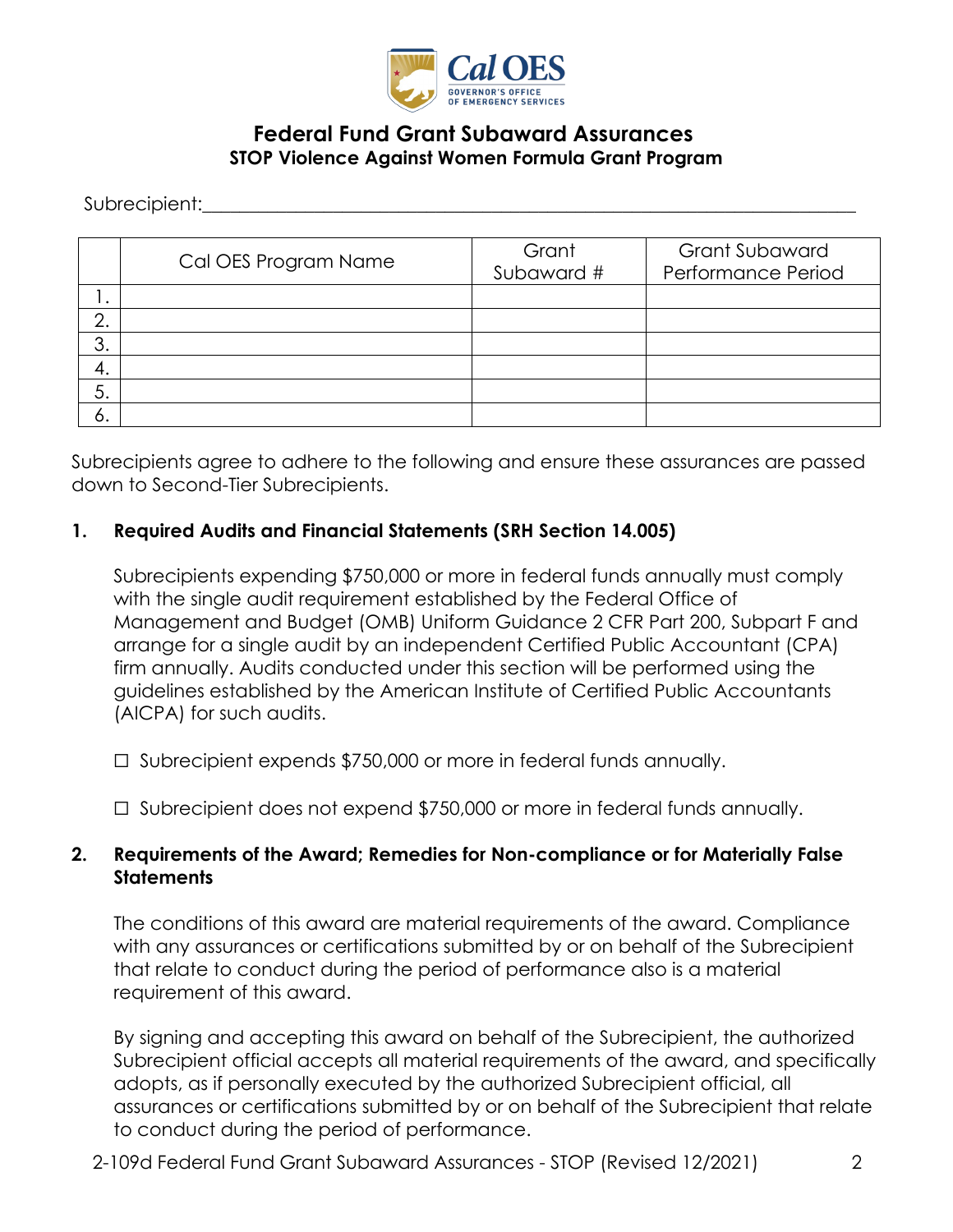# Federal Fund Grant Subaward Assurances

## STOP Violence Against Women Formula Grant Program

Subrecipient:\_\_\_\_\_\_\_\_\_\_\_\_\_\_\_\_\_\_\_\_\_\_\_\_\_\_\_\_\_\_\_\_\_\_\_\_\_\_\_\_\_\_\_\_\_\_\_\_\_\_\_\_\_\_\_\_\_\_\_\_\_\_\_\_

| | Cal OES Program Name | Grant Subaward # | Grant Subaward Performance Period |
|---|---|---|---|
| 1. | | | |
| 2. | | | |
| 3. | | | |
| 4. | | | |
| 5. | | | |
| 6. | | | |

Subrecipients agree to adhere to the following and ensure these assurances are passed down to Second-Tier Subrecipients.

### 1. Required Audits and Financial Statements (SRH Section 14.005)

Subrecipients expending $750,000 or more in federal funds annually must comply with the single audit requirement established by the Federal Office of Management and Budget (OMB) Uniform Guidance 2 CFR Part 200, Subpart F and arrange for a single audit by an independent Certified Public Accountant (CPA) firm annually. Audits conducted under this section will be performed using the guidelines established by the American Institute of Certified Public Accountants (AICPA) for such audits.

☐ Subrecipient expends $750,000 or more in federal funds annually.

☐ Subrecipient does not expend $750,000 or more in federal funds annually.

### 2. Requirements of the Award; Remedies for Non-compliance or for Materially False Statements

The conditions of this award are material requirements of the award. Compliance with any assurances or certifications submitted by or on behalf of the Subrecipient that relate to conduct during the period of performance also is a material requirement of this award.

By signing and accepting this award on behalf of the Subrecipient, the authorized Subrecipient official accepts all material requirements of the award, and specifically adopts, as if personally executed by the authorized Subrecipient official, all assurances or certifications submitted by or on behalf of the Subrecipient that relate to conduct during the period of performance.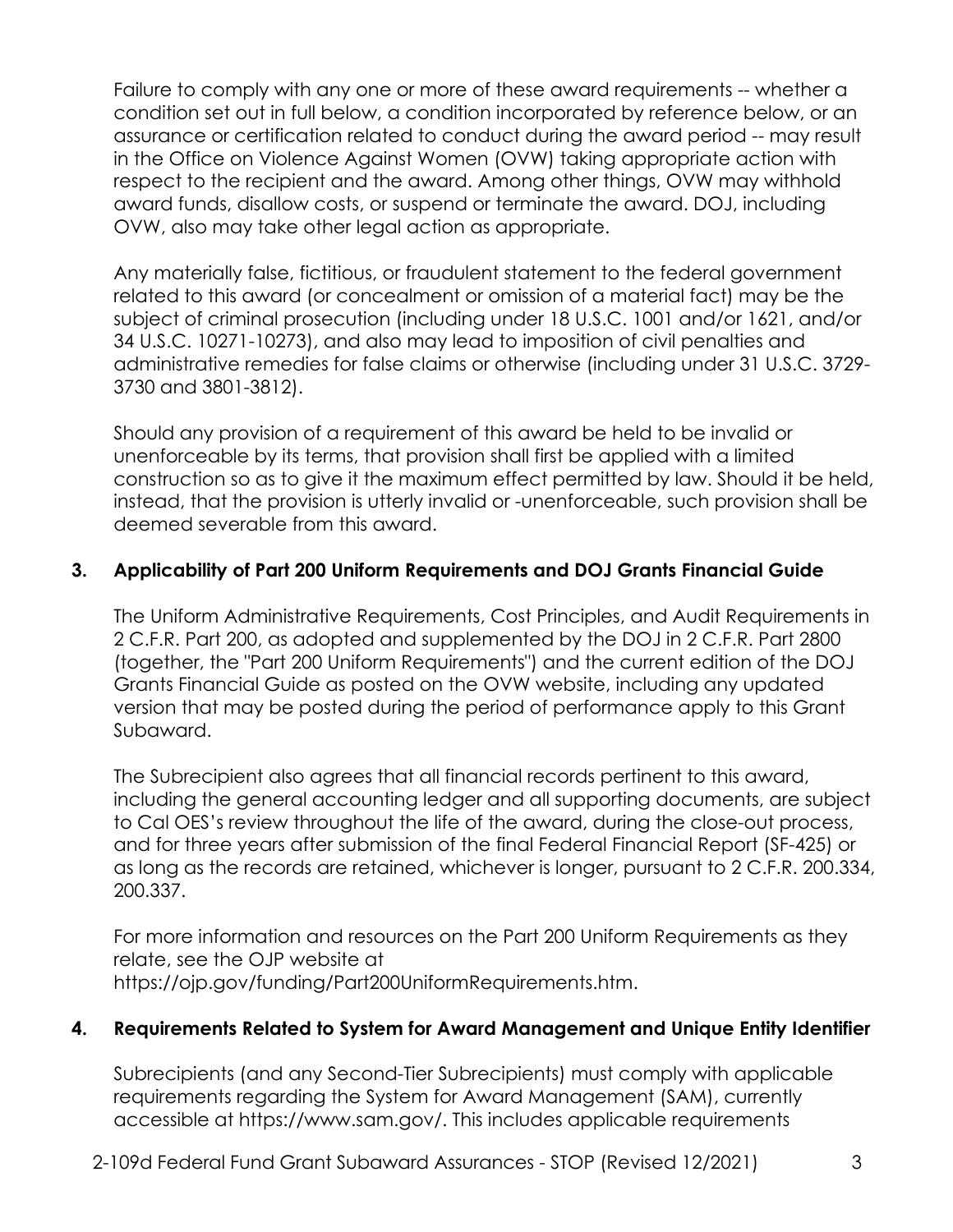Failure to comply with any one or more of these award requirements -- whether a condition set out in full below, a condition incorporated by reference below, or an assurance or certification related to conduct during the award period -- may result in the Office on Violence Against Women (OVW) taking appropriate action with respect to the recipient and the award. Among other things, OVW may withhold award funds, disallow costs, or suspend or terminate the award. DOJ, including OVW, also may take other legal action as appropriate.

Any materially false, fictitious, or fraudulent statement to the federal government related to this award (or concealment or omission of a material fact) may be the subject of criminal prosecution (including under 18 U.S.C. 1001 and/or 1621, and/or 34 U.S.C. 10271-10273), and also may lead to imposition of civil penalties and administrative remedies for false claims or otherwise (including under 31 U.S.C. 3729-3730 and 3801-3812).

Should any provision of a requirement of this award be held to be invalid or unenforceable by its terms, that provision shall first be applied with a limited construction so as to give it the maximum effect permitted by law. Should it be held, instead, that the provision is utterly invalid or -unenforceable, such provision shall be deemed severable from this award.

### 3. Applicability of Part 200 Uniform Requirements and DOJ Grants Financial Guide

The Uniform Administrative Requirements, Cost Principles, and Audit Requirements in 2 C.F.R. Part 200, as adopted and supplemented by the DOJ in 2 C.F.R. Part 2800 (together, the "Part 200 Uniform Requirements") and the current edition of the DOJ Grants Financial Guide as posted on the OVW website, including any updated version that may be posted during the period of performance apply to this Grant Subaward.

The Subrecipient also agrees that all financial records pertinent to this award, including the general accounting ledger and all supporting documents, are subject to Cal OES's review throughout the life of the award, during the close-out process, and for three years after submission of the final Federal Financial Report (SF-425) or as long as the records are retained, whichever is longer, pursuant to 2 C.F.R. 200.334, 200.337.

For more information and resources on the Part 200 Uniform Requirements as they relate, see the OJP website at https://ojp.gov/funding/Part200UniformRequirements.htm.

### 4. Requirements Related to System for Award Management and Unique Entity Identifier

Subrecipients (and any Second-Tier Subrecipients) must comply with applicable requirements regarding the System for Award Management (SAM), currently accessible at https://www.sam.gov/. This includes applicable requirements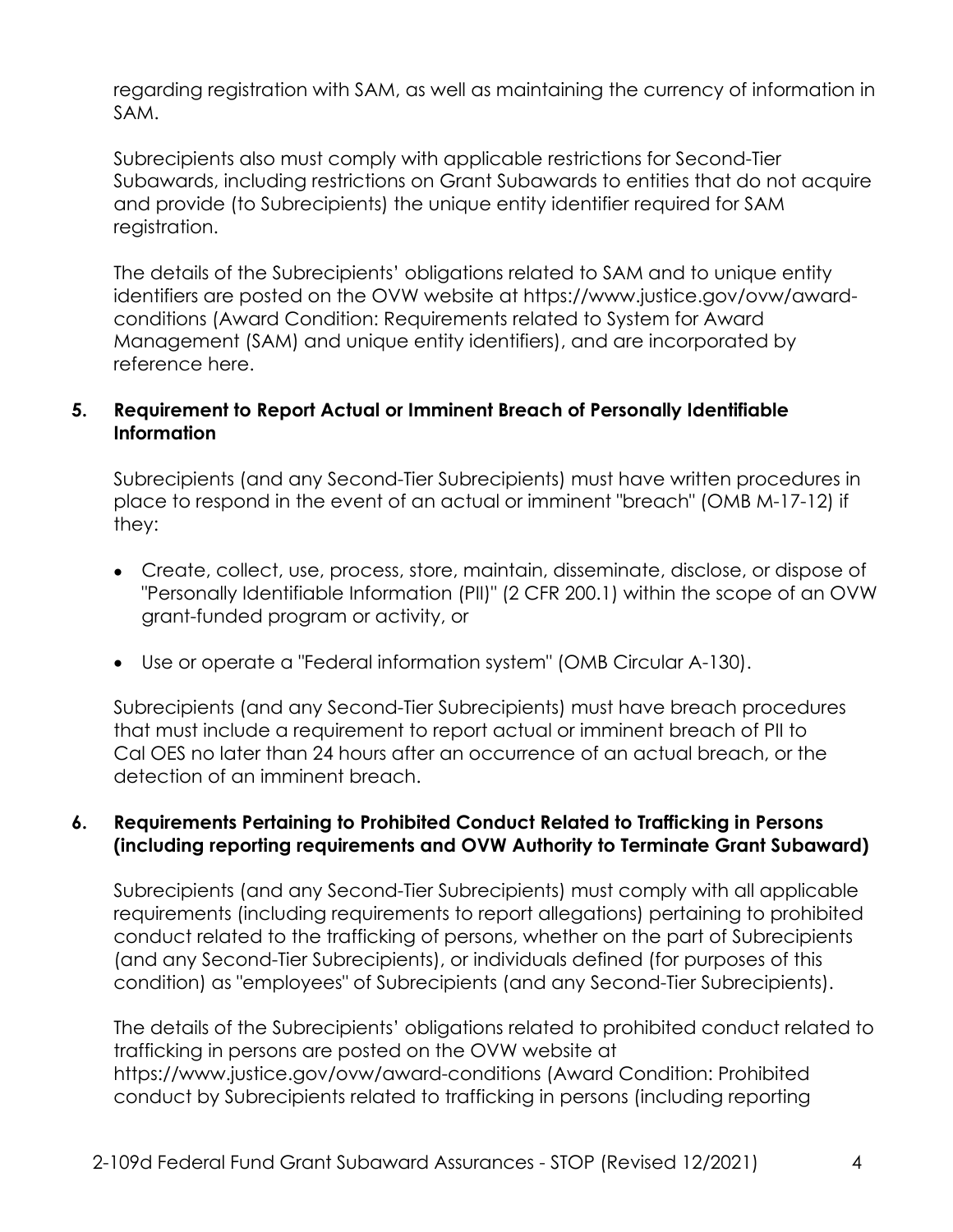regarding registration with SAM, as well as maintaining the currency of information in SAM.

Subrecipients also must comply with applicable restrictions for Second-Tier Subawards, including restrictions on Grant Subawards to entities that do not acquire and provide (to Subrecipients) the unique entity identifier required for SAM registration.

The details of the Subrecipients' obligations related to SAM and to unique entity identifiers are posted on the OVW website at https://www.justice.gov/ovw/award-conditions (Award Condition: Requirements related to System for Award Management (SAM) and unique entity identifiers), and are incorporated by reference here.

**5. Requirement to Report Actual or Imminent Breach of Personally Identifiable Information**

Subrecipients (and any Second-Tier Subrecipients) must have written procedures in place to respond in the event of an actual or imminent "breach" (OMB M-17-12) if they:

- Create, collect, use, process, store, maintain, disseminate, disclose, or dispose of "Personally Identifiable Information (PII)" (2 CFR 200.1) within the scope of an OVW grant-funded program or activity, or
- Use or operate a "Federal information system" (OMB Circular A-130).

Subrecipients (and any Second-Tier Subrecipients) must have breach procedures that must include a requirement to report actual or imminent breach of PII to Cal OES no later than 24 hours after an occurrence of an actual breach, or the detection of an imminent breach.

**6. Requirements Pertaining to Prohibited Conduct Related to Trafficking in Persons (including reporting requirements and OVW Authority to Terminate Grant Subaward)**

Subrecipients (and any Second-Tier Subrecipients) must comply with all applicable requirements (including requirements to report allegations) pertaining to prohibited conduct related to the trafficking of persons, whether on the part of Subrecipients (and any Second-Tier Subrecipients), or individuals defined (for purposes of this condition) as "employees" of Subrecipients (and any Second-Tier Subrecipients).

The details of the Subrecipients' obligations related to prohibited conduct related to trafficking in persons are posted on the OVW website at https://www.justice.gov/ovw/award-conditions (Award Condition: Prohibited conduct by Subrecipients related to trafficking in persons (including reporting

2-109d Federal Fund Grant Subaward Assurances - STOP (Revised 12/2021)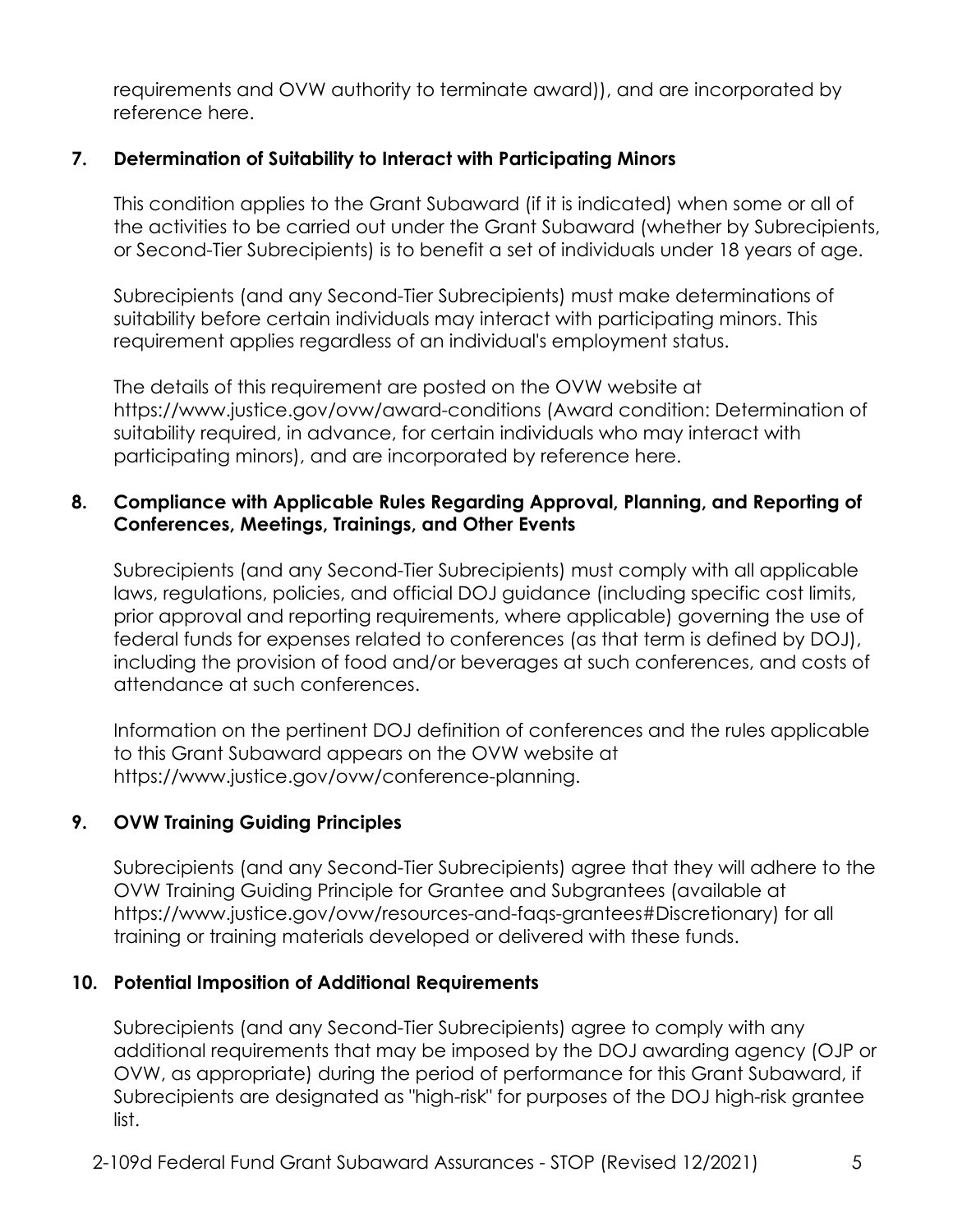requirements and OVW authority to terminate award)), and are incorporated by reference here.

## 7. Determination of Suitability to Interact with Participating Minors

This condition applies to the Grant Subaward (if it is indicated) when some or all of the activities to be carried out under the Grant Subaward (whether by Subrecipients, or Second-Tier Subrecipients) is to benefit a set of individuals under 18 years of age.

Subrecipients (and any Second-Tier Subrecipients) must make determinations of suitability before certain individuals may interact with participating minors. This requirement applies regardless of an individual's employment status.

The details of this requirement are posted on the OVW website at https://www.justice.gov/ovw/award-conditions (Award condition: Determination of suitability required, in advance, for certain individuals who may interact with participating minors), and are incorporated by reference here.

## 8. Compliance with Applicable Rules Regarding Approval, Planning, and Reporting of Conferences, Meetings, Trainings, and Other Events

Subrecipients (and any Second-Tier Subrecipients) must comply with all applicable laws, regulations, policies, and official DOJ guidance (including specific cost limits, prior approval and reporting requirements, where applicable) governing the use of federal funds for expenses related to conferences (as that term is defined by DOJ), including the provision of food and/or beverages at such conferences, and costs of attendance at such conferences.

Information on the pertinent DOJ definition of conferences and the rules applicable to this Grant Subaward appears on the OVW website at https://www.justice.gov/ovw/conference-planning.

## 9. OVW Training Guiding Principles

Subrecipients (and any Second-Tier Subrecipients) agree that they will adhere to the OVW Training Guiding Principle for Grantee and Subgrantees (available at https://www.justice.gov/ovw/resources-and-faqs-grantees#Discretionary) for all training or training materials developed or delivered with these funds.

## 10. Potential Imposition of Additional Requirements

Subrecipients (and any Second-Tier Subrecipients) agree to comply with any additional requirements that may be imposed by the DOJ awarding agency (OJP or OVW, as appropriate) during the period of performance for this Grant Subaward, if Subrecipients are designated as "high-risk" for purposes of the DOJ high-risk grantee list.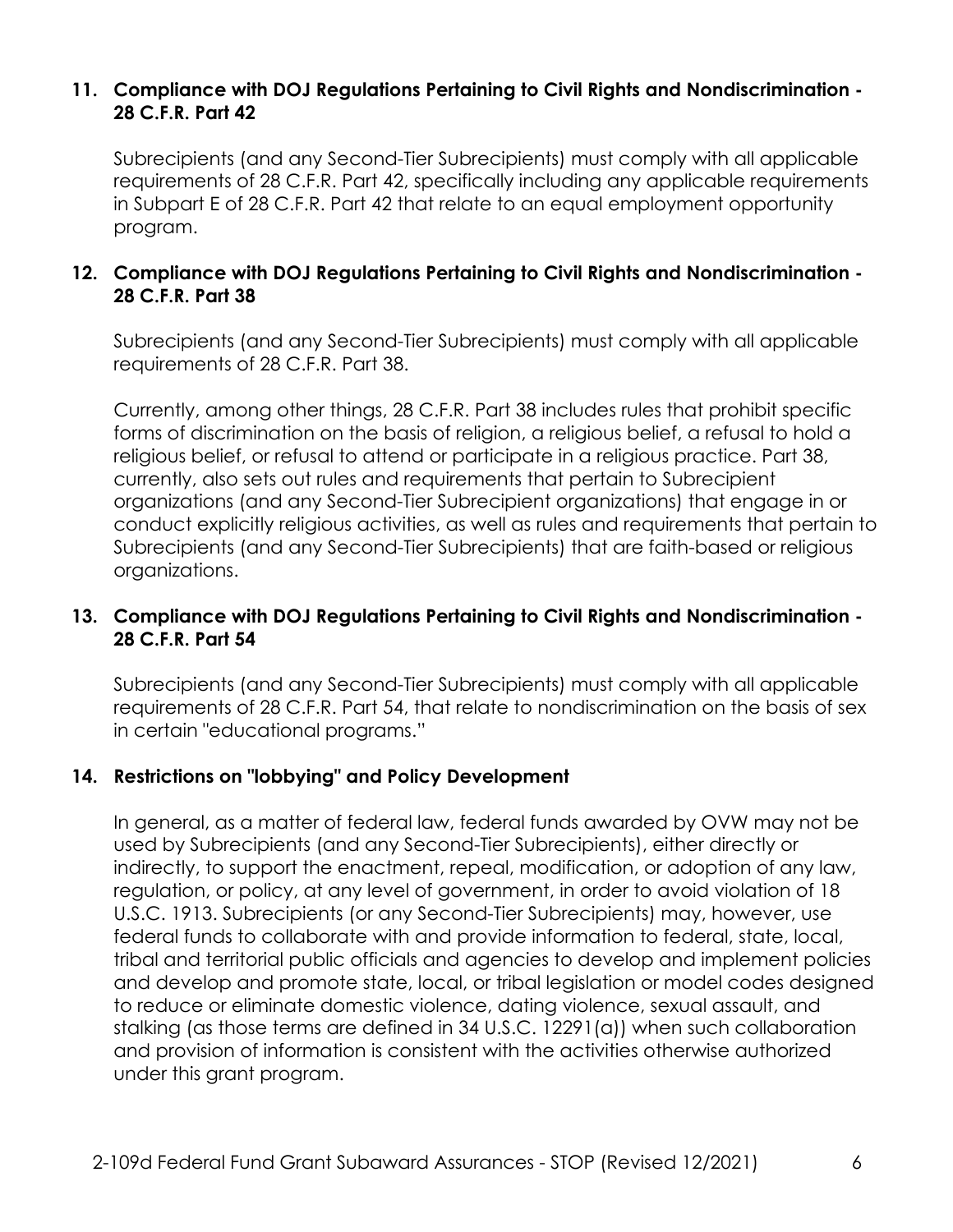### 11. Compliance with DOJ Regulations Pertaining to Civil Rights and Nondiscrimination - 28 C.F.R. Part 42

Subrecipients (and any Second-Tier Subrecipients) must comply with all applicable requirements of 28 C.F.R. Part 42, specifically including any applicable requirements in Subpart E of 28 C.F.R. Part 42 that relate to an equal employment opportunity program.

### 12. Compliance with DOJ Regulations Pertaining to Civil Rights and Nondiscrimination - 28 C.F.R. Part 38

Subrecipients (and any Second-Tier Subrecipients) must comply with all applicable requirements of 28 C.F.R. Part 38.

Currently, among other things, 28 C.F.R. Part 38 includes rules that prohibit specific forms of discrimination on the basis of religion, a religious belief, a refusal to hold a religious belief, or refusal to attend or participate in a religious practice. Part 38, currently, also sets out rules and requirements that pertain to Subrecipient organizations (and any Second-Tier Subrecipient organizations) that engage in or conduct explicitly religious activities, as well as rules and requirements that pertain to Subrecipients (and any Second-Tier Subrecipients) that are faith-based or religious organizations.

### 13. Compliance with DOJ Regulations Pertaining to Civil Rights and Nondiscrimination - 28 C.F.R. Part 54

Subrecipients (and any Second-Tier Subrecipients) must comply with all applicable requirements of 28 C.F.R. Part 54, that relate to nondiscrimination on the basis of sex in certain "educational programs."

### 14. Restrictions on "lobbying" and Policy Development

In general, as a matter of federal law, federal funds awarded by OVW may not be used by Subrecipients (and any Second-Tier Subrecipients), either directly or indirectly, to support the enactment, repeal, modification, or adoption of any law, regulation, or policy, at any level of government, in order to avoid violation of 18 U.S.C. 1913. Subrecipients (or any Second-Tier Subrecipients) may, however, use federal funds to collaborate with and provide information to federal, state, local, tribal and territorial public officials and agencies to develop and implement policies and develop and promote state, local, or tribal legislation or model codes designed to reduce or eliminate domestic violence, dating violence, sexual assault, and stalking (as those terms are defined in 34 U.S.C. 12291(a)) when such collaboration and provision of information is consistent with the activities otherwise authorized under this grant program.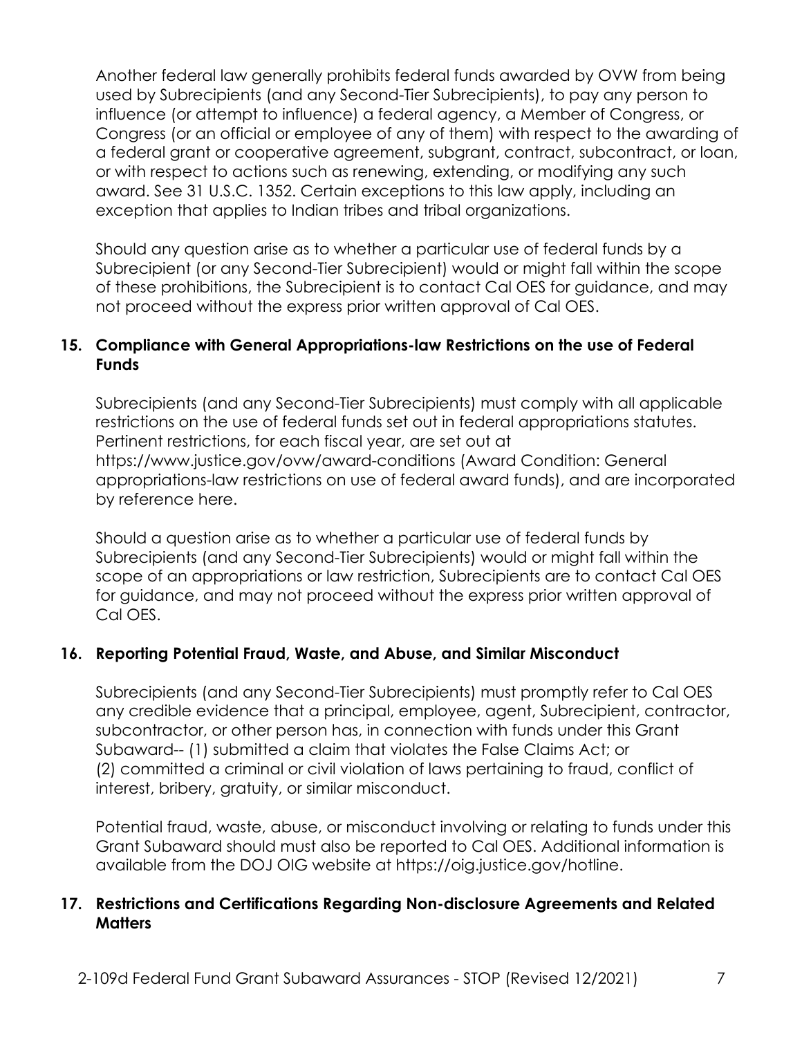Another federal law generally prohibits federal funds awarded by OVW from being used by Subrecipients (and any Second-Tier Subrecipients), to pay any person to influence (or attempt to influence) a federal agency, a Member of Congress, or Congress (or an official or employee of any of them) with respect to the awarding of a federal grant or cooperative agreement, subgrant, contract, subcontract, or loan, or with respect to actions such as renewing, extending, or modifying any such award. See 31 U.S.C. 1352. Certain exceptions to this law apply, including an exception that applies to Indian tribes and tribal organizations.

Should any question arise as to whether a particular use of federal funds by a Subrecipient (or any Second-Tier Subrecipient) would or might fall within the scope of these prohibitions, the Subrecipient is to contact Cal OES for guidance, and may not proceed without the express prior written approval of Cal OES.

## 15. Compliance with General Appropriations-law Restrictions on the use of Federal Funds

Subrecipients (and any Second-Tier Subrecipients) must comply with all applicable restrictions on the use of federal funds set out in federal appropriations statutes. Pertinent restrictions, for each fiscal year, are set out at https://www.justice.gov/ovw/award-conditions (Award Condition: General appropriations-law restrictions on use of federal award funds), and are incorporated by reference here.

Should a question arise as to whether a particular use of federal funds by Subrecipients (and any Second-Tier Subrecipients) would or might fall within the scope of an appropriations or law restriction, Subrecipients are to contact Cal OES for guidance, and may not proceed without the express prior written approval of Cal OES.

## 16. Reporting Potential Fraud, Waste, and Abuse, and Similar Misconduct

Subrecipients (and any Second-Tier Subrecipients) must promptly refer to Cal OES any credible evidence that a principal, employee, agent, Subrecipient, contractor, subcontractor, or other person has, in connection with funds under this Grant Subaward-- (1) submitted a claim that violates the False Claims Act; or (2) committed a criminal or civil violation of laws pertaining to fraud, conflict of interest, bribery, gratuity, or similar misconduct.

Potential fraud, waste, abuse, or misconduct involving or relating to funds under this Grant Subaward should must also be reported to Cal OES. Additional information is available from the DOJ OIG website at https://oig.justice.gov/hotline.

## 17. Restrictions and Certifications Regarding Non-disclosure Agreements and Related Matters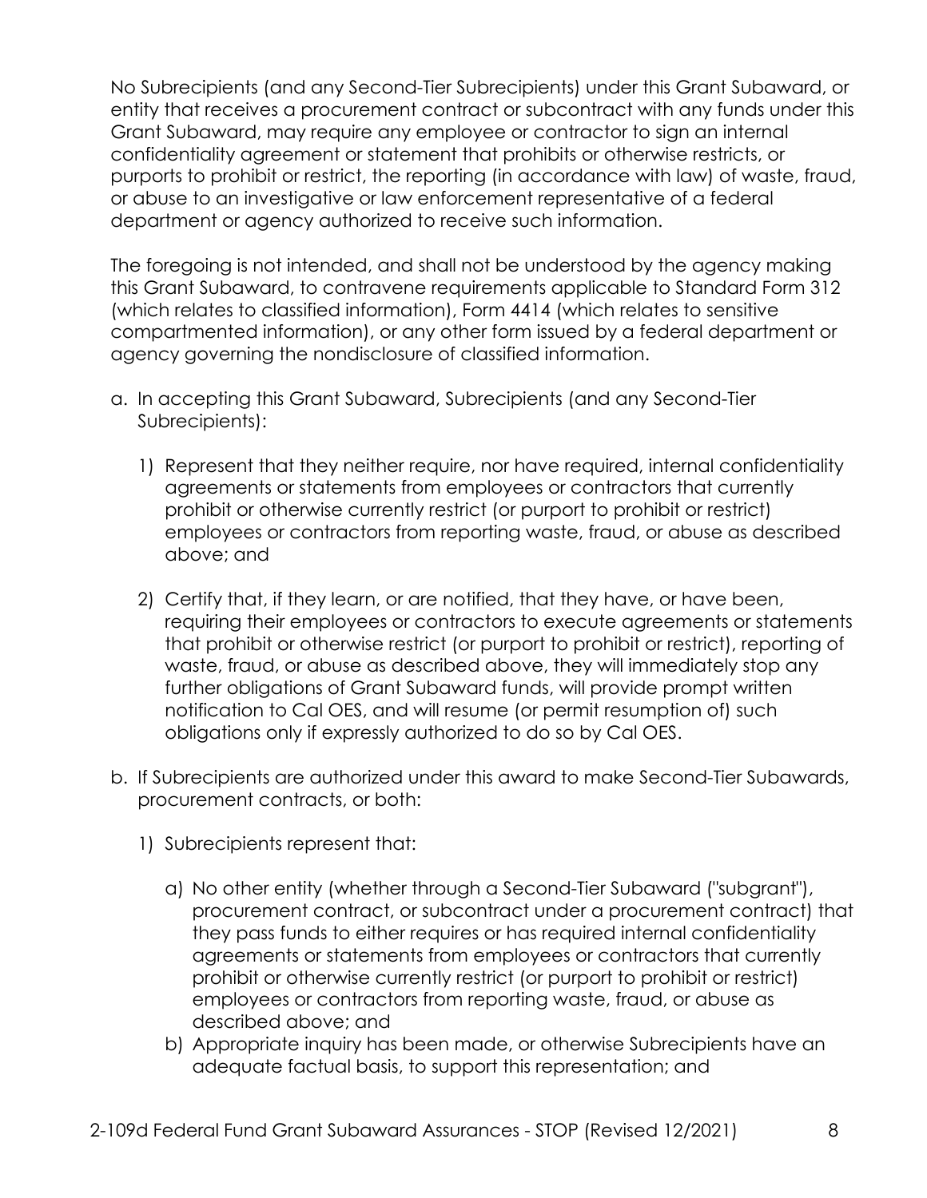No Subrecipients (and any Second-Tier Subrecipients) under this Grant Subaward, or entity that receives a procurement contract or subcontract with any funds under this Grant Subaward, may require any employee or contractor to sign an internal confidentiality agreement or statement that prohibits or otherwise restricts, or purports to prohibit or restrict, the reporting (in accordance with law) of waste, fraud, or abuse to an investigative or law enforcement representative of a federal department or agency authorized to receive such information.

The foregoing is not intended, and shall not be understood by the agency making this Grant Subaward, to contravene requirements applicable to Standard Form 312 (which relates to classified information), Form 4414 (which relates to sensitive compartmented information), or any other form issued by a federal department or agency governing the nondisclosure of classified information.

a. In accepting this Grant Subaward, Subrecipients (and any Second-Tier Subrecipients):

   1) Represent that they neither require, nor have required, internal confidentiality agreements or statements from employees or contractors that currently prohibit or otherwise currently restrict (or purport to prohibit or restrict) employees or contractors from reporting waste, fraud, or abuse as described above; and

   2) Certify that, if they learn, or are notified, that they have, or have been, requiring their employees or contractors to execute agreements or statements that prohibit or otherwise restrict (or purport to prohibit or restrict), reporting of waste, fraud, or abuse as described above, they will immediately stop any further obligations of Grant Subaward funds, will provide prompt written notification to Cal OES, and will resume (or permit resumption of) such obligations only if expressly authorized to do so by Cal OES.

b. If Subrecipients are authorized under this award to make Second-Tier Subawards, procurement contracts, or both:

   1) Subrecipients represent that:

      a) No other entity (whether through a Second-Tier Subaward ("subgrant"), procurement contract, or subcontract under a procurement contract) that they pass funds to either requires or has required internal confidentiality agreements or statements from employees or contractors that currently prohibit or otherwise currently restrict (or purport to prohibit or restrict) employees or contractors from reporting waste, fraud, or abuse as described above; and
      b) Appropriate inquiry has been made, or otherwise Subrecipients have an adequate factual basis, to support this representation; and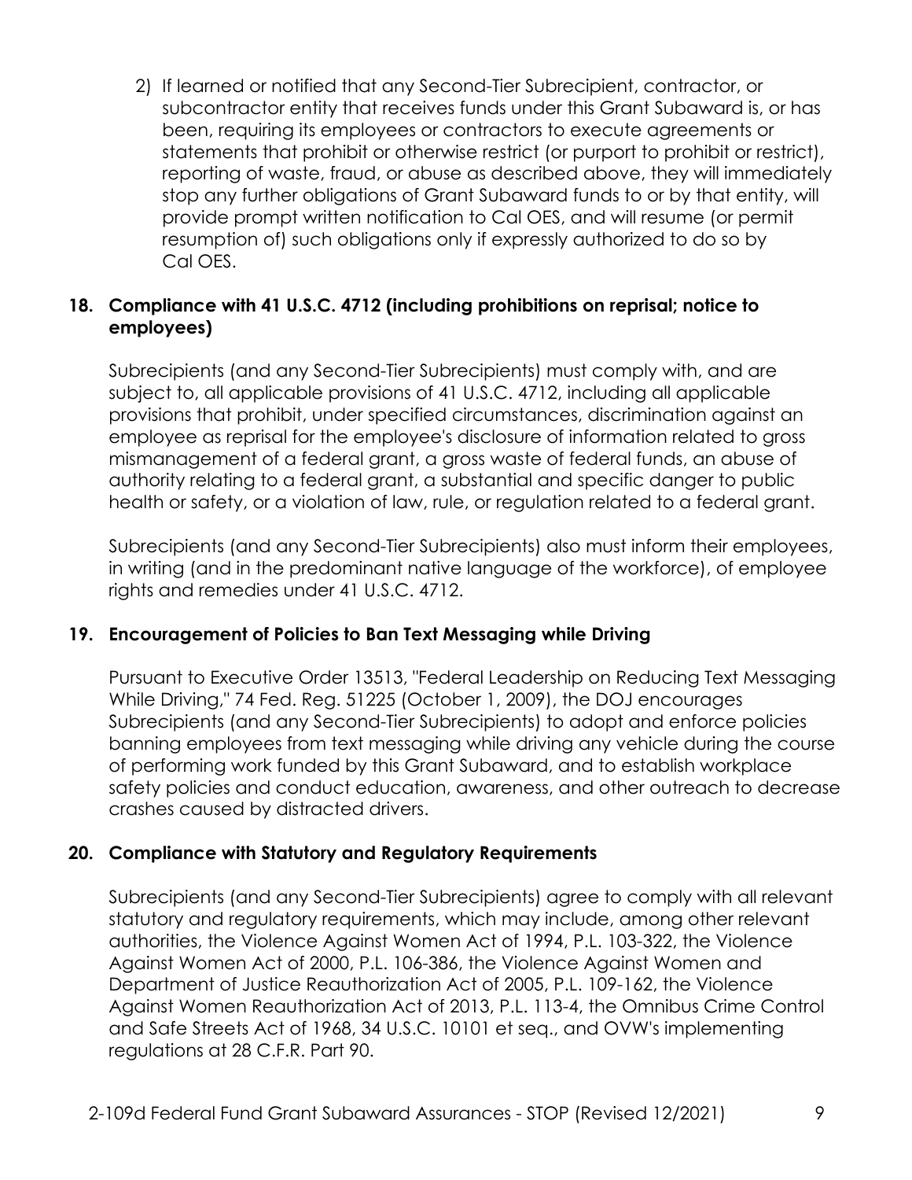2) If learned or notified that any Second-Tier Subrecipient, contractor, or subcontractor entity that receives funds under this Grant Subaward is, or has been, requiring its employees or contractors to execute agreements or statements that prohibit or otherwise restrict (or purport to prohibit or restrict), reporting of waste, fraud, or abuse as described above, they will immediately stop any further obligations of Grant Subaward funds to or by that entity, will provide prompt written notification to Cal OES, and will resume (or permit resumption of) such obligations only if expressly authorized to do so by Cal OES.

**18. Compliance with 41 U.S.C. 4712 (including prohibitions on reprisal; notice to employees)**

Subrecipients (and any Second-Tier Subrecipients) must comply with, and are subject to, all applicable provisions of 41 U.S.C. 4712, including all applicable provisions that prohibit, under specified circumstances, discrimination against an employee as reprisal for the employee's disclosure of information related to gross mismanagement of a federal grant, a gross waste of federal funds, an abuse of authority relating to a federal grant, a substantial and specific danger to public health or safety, or a violation of law, rule, or regulation related to a federal grant.

Subrecipients (and any Second-Tier Subrecipients) also must inform their employees, in writing (and in the predominant native language of the workforce), of employee rights and remedies under 41 U.S.C. 4712.

**19. Encouragement of Policies to Ban Text Messaging while Driving**

Pursuant to Executive Order 13513, "Federal Leadership on Reducing Text Messaging While Driving," 74 Fed. Reg. 51225 (October 1, 2009), the DOJ encourages Subrecipients (and any Second-Tier Subrecipients) to adopt and enforce policies banning employees from text messaging while driving any vehicle during the course of performing work funded by this Grant Subaward, and to establish workplace safety policies and conduct education, awareness, and other outreach to decrease crashes caused by distracted drivers.

**20. Compliance with Statutory and Regulatory Requirements**

Subrecipients (and any Second-Tier Subrecipients) agree to comply with all relevant statutory and regulatory requirements, which may include, among other relevant authorities, the Violence Against Women Act of 1994, P.L. 103-322, the Violence Against Women Act of 2000, P.L. 106-386, the Violence Against Women and Department of Justice Reauthorization Act of 2005, P.L. 109-162, the Violence Against Women Reauthorization Act of 2013, P.L. 113-4, the Omnibus Crime Control and Safe Streets Act of 1968, 34 U.S.C. 10101 et seq., and OVW's implementing regulations at 28 C.F.R. Part 90.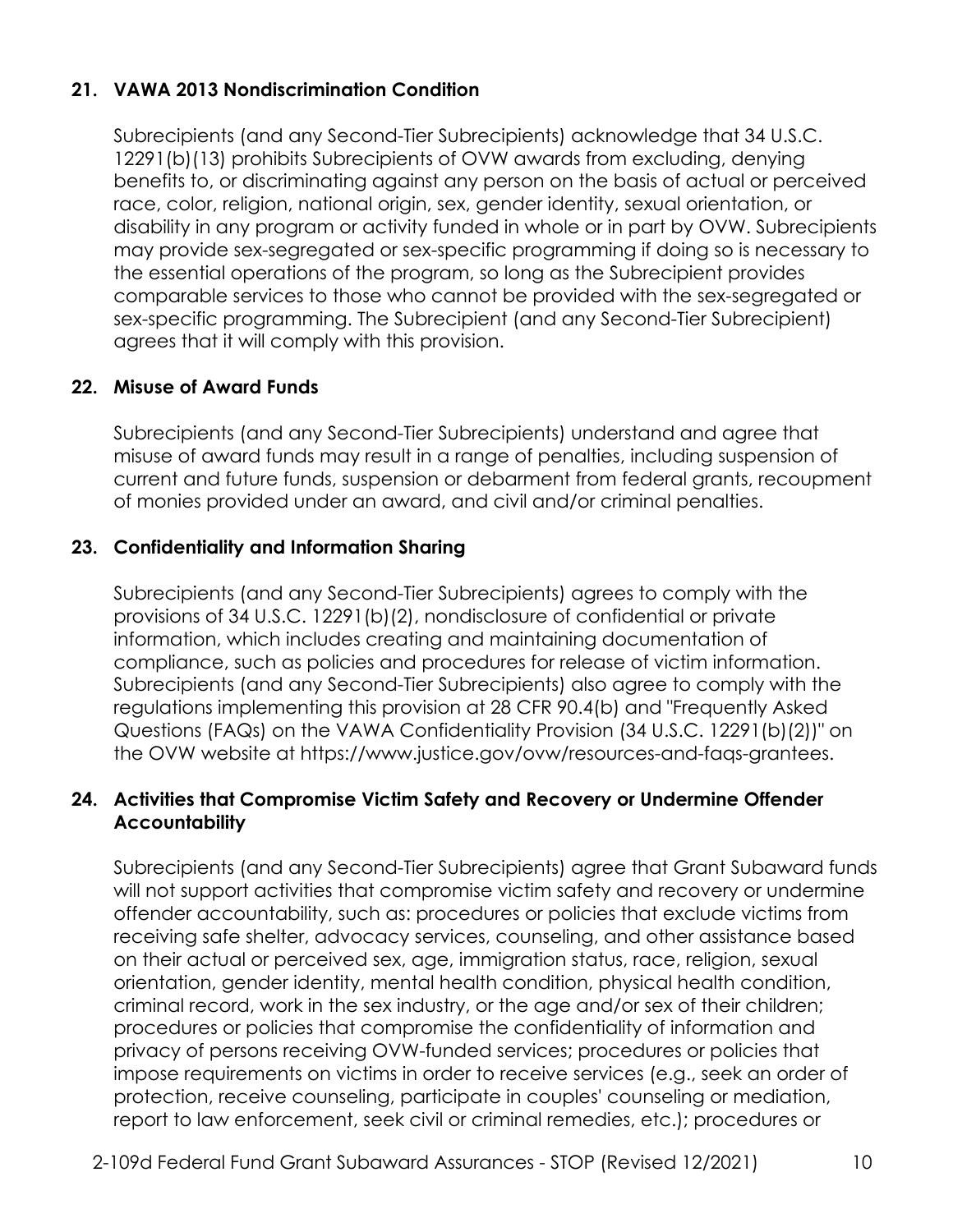**21. VAWA 2013 Nondiscrimination Condition**

Subrecipients (and any Second-Tier Subrecipients) acknowledge that 34 U.S.C. 12291(b)(13) prohibits Subrecipients of OVW awards from excluding, denying benefits to, or discriminating against any person on the basis of actual or perceived race, color, religion, national origin, sex, gender identity, sexual orientation, or disability in any program or activity funded in whole or in part by OVW. Subrecipients may provide sex-segregated or sex-specific programming if doing so is necessary to the essential operations of the program, so long as the Subrecipient provides comparable services to those who cannot be provided with the sex-segregated or sex-specific programming. The Subrecipient (and any Second-Tier Subrecipient) agrees that it will comply with this provision.

**22. Misuse of Award Funds**

Subrecipients (and any Second-Tier Subrecipients) understand and agree that misuse of award funds may result in a range of penalties, including suspension of current and future funds, suspension or debarment from federal grants, recoupment of monies provided under an award, and civil and/or criminal penalties.

**23. Confidentiality and Information Sharing**

Subrecipients (and any Second-Tier Subrecipients) agrees to comply with the provisions of 34 U.S.C. 12291(b)(2), nondisclosure of confidential or private information, which includes creating and maintaining documentation of compliance, such as policies and procedures for release of victim information. Subrecipients (and any Second-Tier Subrecipients) also agree to comply with the regulations implementing this provision at 28 CFR 90.4(b) and "Frequently Asked Questions (FAQs) on the VAWA Confidentiality Provision (34 U.S.C. 12291(b)(2))" on the OVW website at https://www.justice.gov/ovw/resources-and-faqs-grantees.

**24. Activities that Compromise Victim Safety and Recovery or Undermine Offender Accountability**

Subrecipients (and any Second-Tier Subrecipients) agree that Grant Subaward funds will not support activities that compromise victim safety and recovery or undermine offender accountability, such as: procedures or policies that exclude victims from receiving safe shelter, advocacy services, counseling, and other assistance based on their actual or perceived sex, age, immigration status, race, religion, sexual orientation, gender identity, mental health condition, physical health condition, criminal record, work in the sex industry, or the age and/or sex of their children; procedures or policies that compromise the confidentiality of information and privacy of persons receiving OVW-funded services; procedures or policies that impose requirements on victims in order to receive services (e.g., seek an order of protection, receive counseling, participate in couples' counseling or mediation, report to law enforcement, seek civil or criminal remedies, etc.); procedures or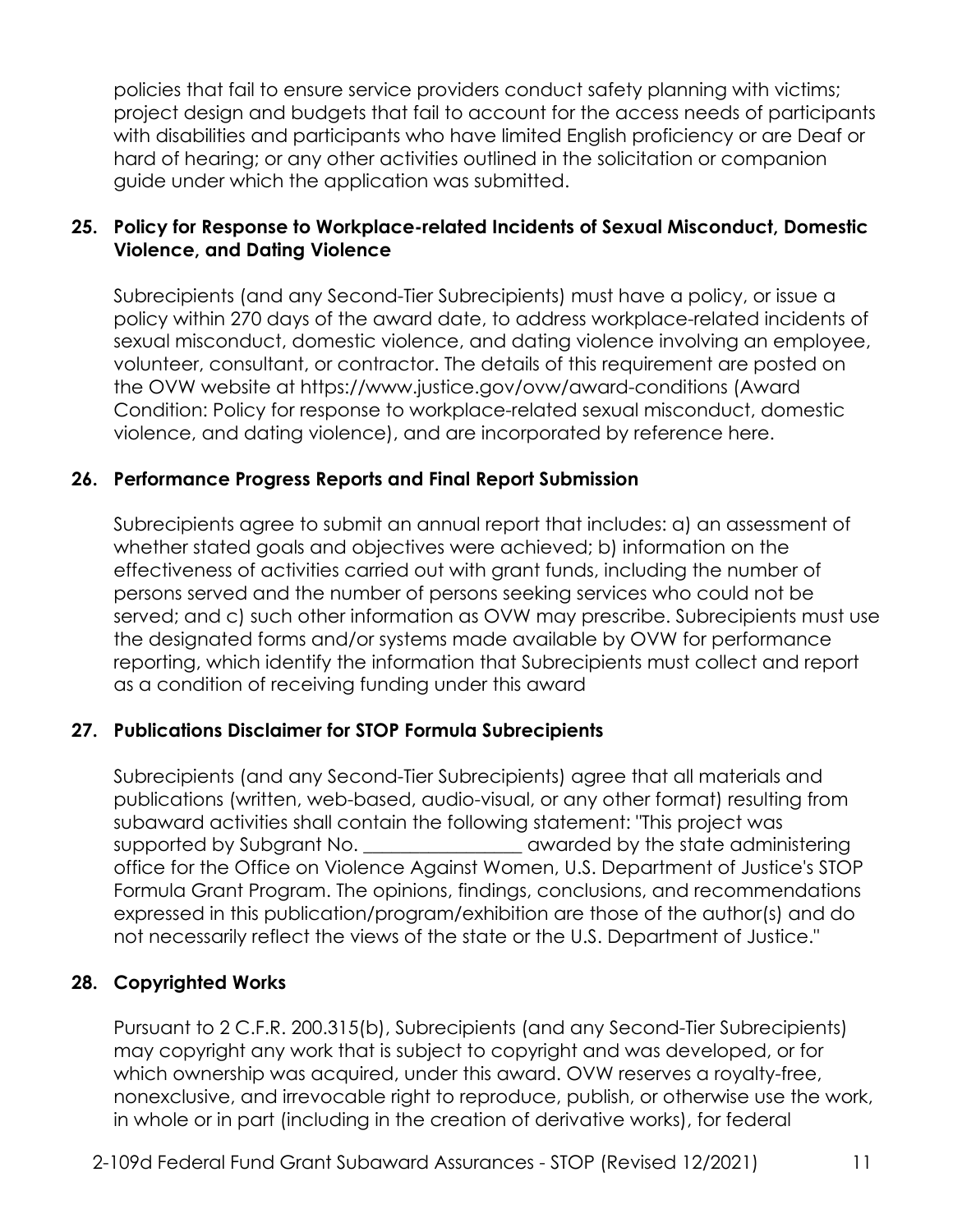policies that fail to ensure service providers conduct safety planning with victims; project design and budgets that fail to account for the access needs of participants with disabilities and participants who have limited English proficiency or are Deaf or hard of hearing; or any other activities outlined in the solicitation or companion guide under which the application was submitted.

**25. Policy for Response to Workplace-related Incidents of Sexual Misconduct, Domestic Violence, and Dating Violence**

Subrecipients (and any Second-Tier Subrecipients) must have a policy, or issue a policy within 270 days of the award date, to address workplace-related incidents of sexual misconduct, domestic violence, and dating violence involving an employee, volunteer, consultant, or contractor. The details of this requirement are posted on the OVW website at https://www.justice.gov/ovw/award-conditions (Award Condition: Policy for response to workplace-related sexual misconduct, domestic violence, and dating violence), and are incorporated by reference here.

**26. Performance Progress Reports and Final Report Submission**

Subrecipients agree to submit an annual report that includes: a) an assessment of whether stated goals and objectives were achieved; b) information on the effectiveness of activities carried out with grant funds, including the number of persons served and the number of persons seeking services who could not be served; and c) such other information as OVW may prescribe. Subrecipients must use the designated forms and/or systems made available by OVW for performance reporting, which identify the information that Subrecipients must collect and report as a condition of receiving funding under this award

**27. Publications Disclaimer for STOP Formula Subrecipients**

Subrecipients (and any Second-Tier Subrecipients) agree that all materials and publications (written, web-based, audio-visual, or any other format) resulting from subaward activities shall contain the following statement: "This project was supported by Subgrant No. _________________ awarded by the state administering office for the Office on Violence Against Women, U.S. Department of Justice's STOP Formula Grant Program. The opinions, findings, conclusions, and recommendations expressed in this publication/program/exhibition are those of the author(s) and do not necessarily reflect the views of the state or the U.S. Department of Justice."

**28. Copyrighted Works**

Pursuant to 2 C.F.R. 200.315(b), Subrecipients (and any Second-Tier Subrecipients) may copyright any work that is subject to copyright and was developed, or for which ownership was acquired, under this award. OVW reserves a royalty-free, nonexclusive, and irrevocable right to reproduce, publish, or otherwise use the work, in whole or in part (including in the creation of derivative works), for federal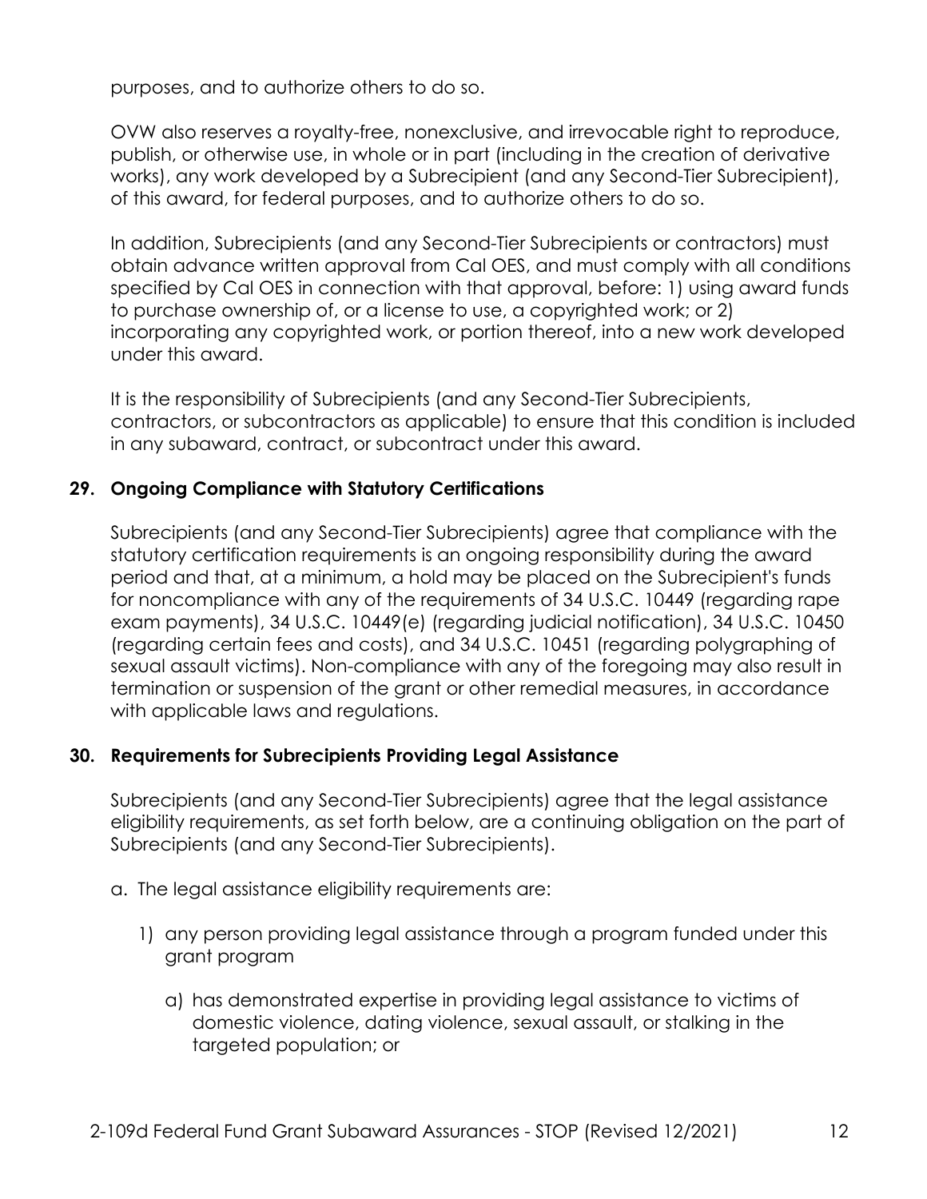purposes, and to authorize others to do so.

OVW also reserves a royalty-free, nonexclusive, and irrevocable right to reproduce, publish, or otherwise use, in whole or in part (including in the creation of derivative works), any work developed by a Subrecipient (and any Second-Tier Subrecipient), of this award, for federal purposes, and to authorize others to do so.

In addition, Subrecipients (and any Second-Tier Subrecipients or contractors) must obtain advance written approval from Cal OES, and must comply with all conditions specified by Cal OES in connection with that approval, before: 1) using award funds to purchase ownership of, or a license to use, a copyrighted work; or 2) incorporating any copyrighted work, or portion thereof, into a new work developed under this award.

It is the responsibility of Subrecipients (and any Second-Tier Subrecipients, contractors, or subcontractors as applicable) to ensure that this condition is included in any subaward, contract, or subcontract under this award.

**29. Ongoing Compliance with Statutory Certifications**

Subrecipients (and any Second-Tier Subrecipients) agree that compliance with the statutory certification requirements is an ongoing responsibility during the award period and that, at a minimum, a hold may be placed on the Subrecipient's funds for noncompliance with any of the requirements of 34 U.S.C. 10449 (regarding rape exam payments), 34 U.S.C. 10449(e) (regarding judicial notification), 34 U.S.C. 10450 (regarding certain fees and costs), and 34 U.S.C. 10451 (regarding polygraphing of sexual assault victims). Non-compliance with any of the foregoing may also result in termination or suspension of the grant or other remedial measures, in accordance with applicable laws and regulations.

**30. Requirements for Subrecipients Providing Legal Assistance**

Subrecipients (and any Second-Tier Subrecipients) agree that the legal assistance eligibility requirements, as set forth below, are a continuing obligation on the part of Subrecipients (and any Second-Tier Subrecipients).

a. The legal assistance eligibility requirements are:

   1) any person providing legal assistance through a program funded under this grant program

      a) has demonstrated expertise in providing legal assistance to victims of domestic violence, dating violence, sexual assault, or stalking in the targeted population; or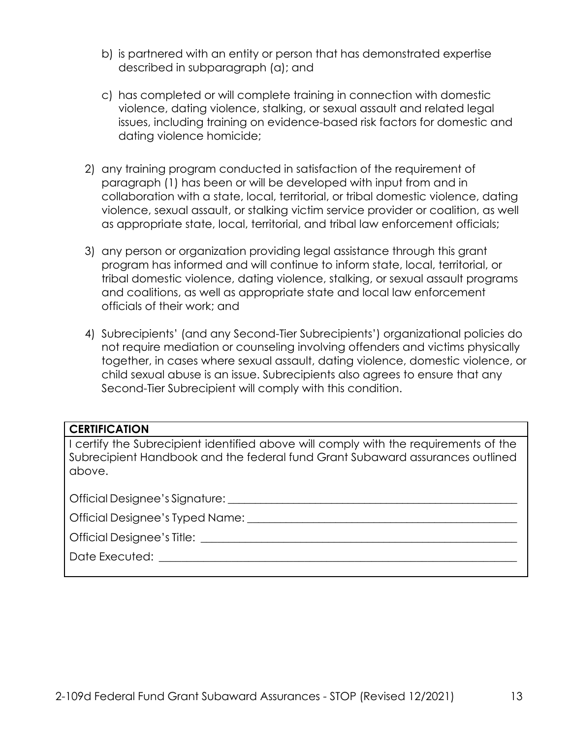b) is partnered with an entity or person that has demonstrated expertise described in subparagraph (a); and

c) has completed or will complete training in connection with domestic violence, dating violence, stalking, or sexual assault and related legal issues, including training on evidence-based risk factors for domestic and dating violence homicide;

2) any training program conducted in satisfaction of the requirement of paragraph (1) has been or will be developed with input from and in collaboration with a state, local, territorial, or tribal domestic violence, dating violence, sexual assault, or stalking victim service provider or coalition, as well as appropriate state, local, territorial, and tribal law enforcement officials;

3) any person or organization providing legal assistance through this grant program has informed and will continue to inform state, local, territorial, or tribal domestic violence, dating violence, stalking, or sexual assault programs and coalitions, as well as appropriate state and local law enforcement officials of their work; and

4) Subrecipients' (and any Second-Tier Subrecipients') organizational policies do not require mediation or counseling involving offenders and victims physically together, in cases where sexual assault, dating violence, domestic violence, or child sexual abuse is an issue. Subrecipients also agrees to ensure that any Second-Tier Subrecipient will comply with this condition.

**CERTIFICATION**

I certify the Subrecipient identified above will comply with the requirements of the Subrecipient Handbook and the federal fund Grant Subaward assurances outlined above.

Official Designee's Signature: ______________________________

Official Designee's Typed Name: ______________________________

Official Designee's Title: ______________________________

Date Executed: ______________________________